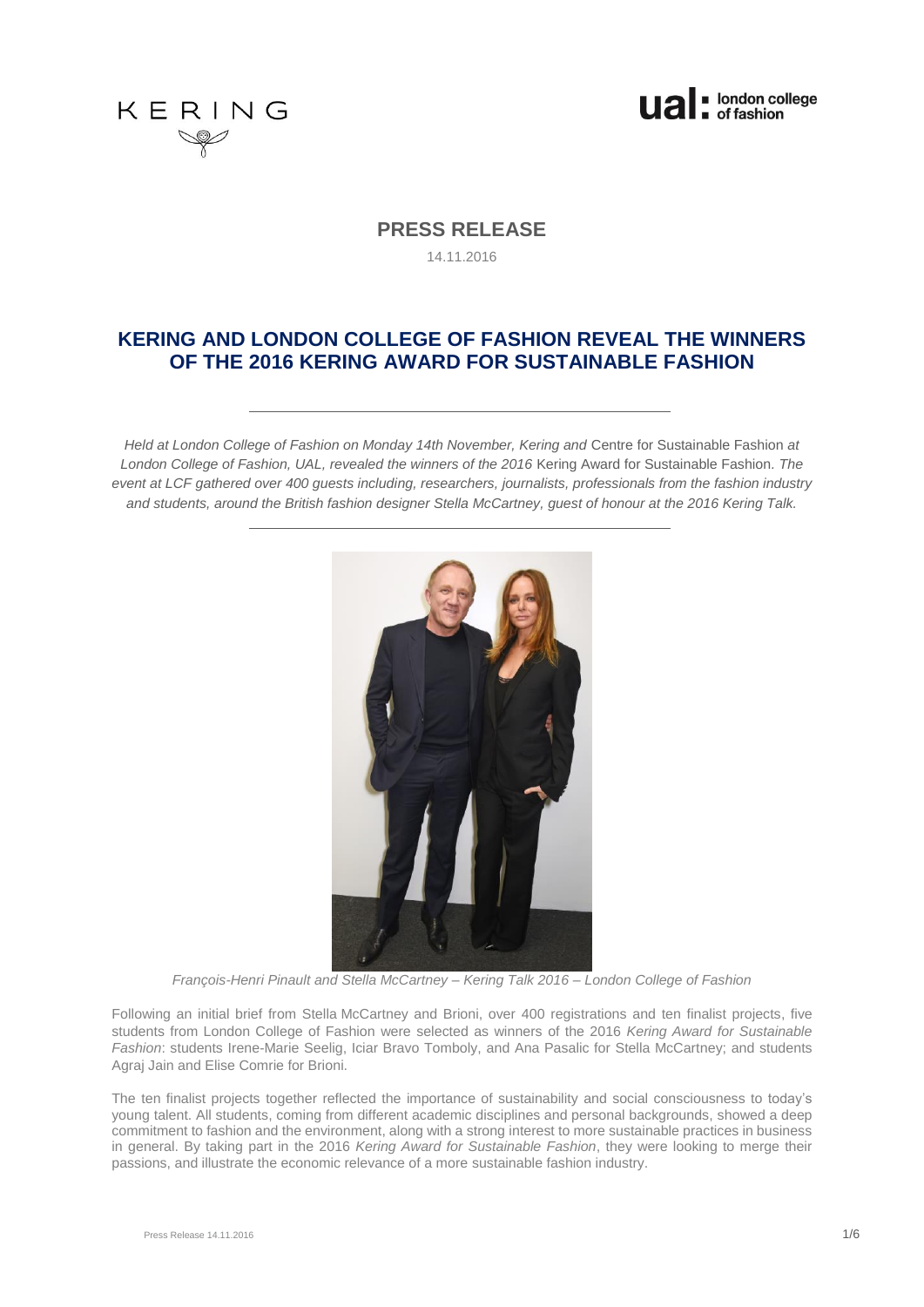# PRESS RELEASE

14.11.2016

## KERING AND LONDON COLLEGE OF FASHION REVEAL THE WINNERS OF THE 2016 KERING AWARD FOR SUSTAINABLE FASHION

---

*Held at London College of Fashion on Monday 14th November, Kering and* Centre for Sustainable Fashion *at London College of Fashion, UAL, revealed the winners of the 2016* Kering Award for Sustainable Fashion. *The event at LCF gathered over 400 guests including, researchers, journalists, professionals from the fashion industry and students, around the British fashion designer Stella McCartney, guest of honour at the 2016 Kering Talk.*

---

*François-Henri Pinault and Stella McCartney – Kering Talk 2016 – London College of Fashion*

Following an initial brief from Stella McCartney and Brioni, over 400 registrations and ten finalist projects, five students from London College of Fashion were selected as winners of the 2016 *Kering Award for Sustainable Fashion*: students Irene-Marie Seelig, Iciar Bravo Tomboly, and Ana Pasalic for Stella McCartney; and students Agraj Jain and Elise Comrie for Brioni.

The ten finalist projects together reflected the importance of sustainability and social consciousness to today's young talent. All students, coming from different academic disciplines and personal backgrounds, showed a deep commitment to fashion and the environment, along with a strong interest to more sustainable practices in business in general. By taking part in the 2016 *Kering Award for Sustainable Fashion*, they were looking to merge their passions, and illustrate the economic relevance of a more sustainable fashion industry.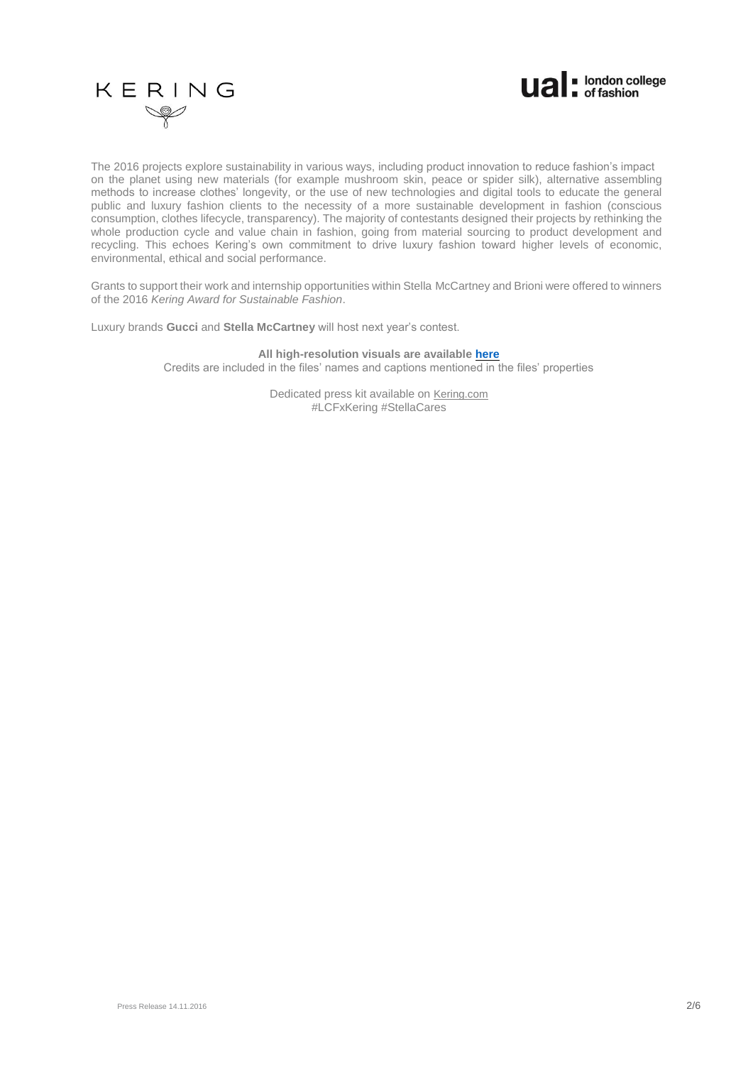The 2016 projects explore sustainability in various ways, including product innovation to reduce fashion's impact on the planet using new materials (for example mushroom skin, peace or spider silk), alternative assembling methods to increase clothes' longevity, or the use of new technologies and digital tools to educate the general public and luxury fashion clients to the necessity of a more sustainable development in fashion (conscious consumption, clothes lifecycle, transparency). The majority of contestants designed their projects by rethinking the whole production cycle and value chain in fashion, going from material sourcing to product development and recycling. This echoes Kering's own commitment to drive luxury fashion toward higher levels of economic, environmental, ethical and social performance.

Grants to support their work and internship opportunities within Stella McCartney and Brioni were offered to winners of the 2016 *Kering Award for Sustainable Fashion*.

Luxury brands **Gucci** and **Stella McCartney** will host next year's contest.

**All high-resolution visuals are available here**

Credits are included in the files' names and captions mentioned in the files' properties

Dedicated press kit available on Kering.com

#LCFxKering #StellaCares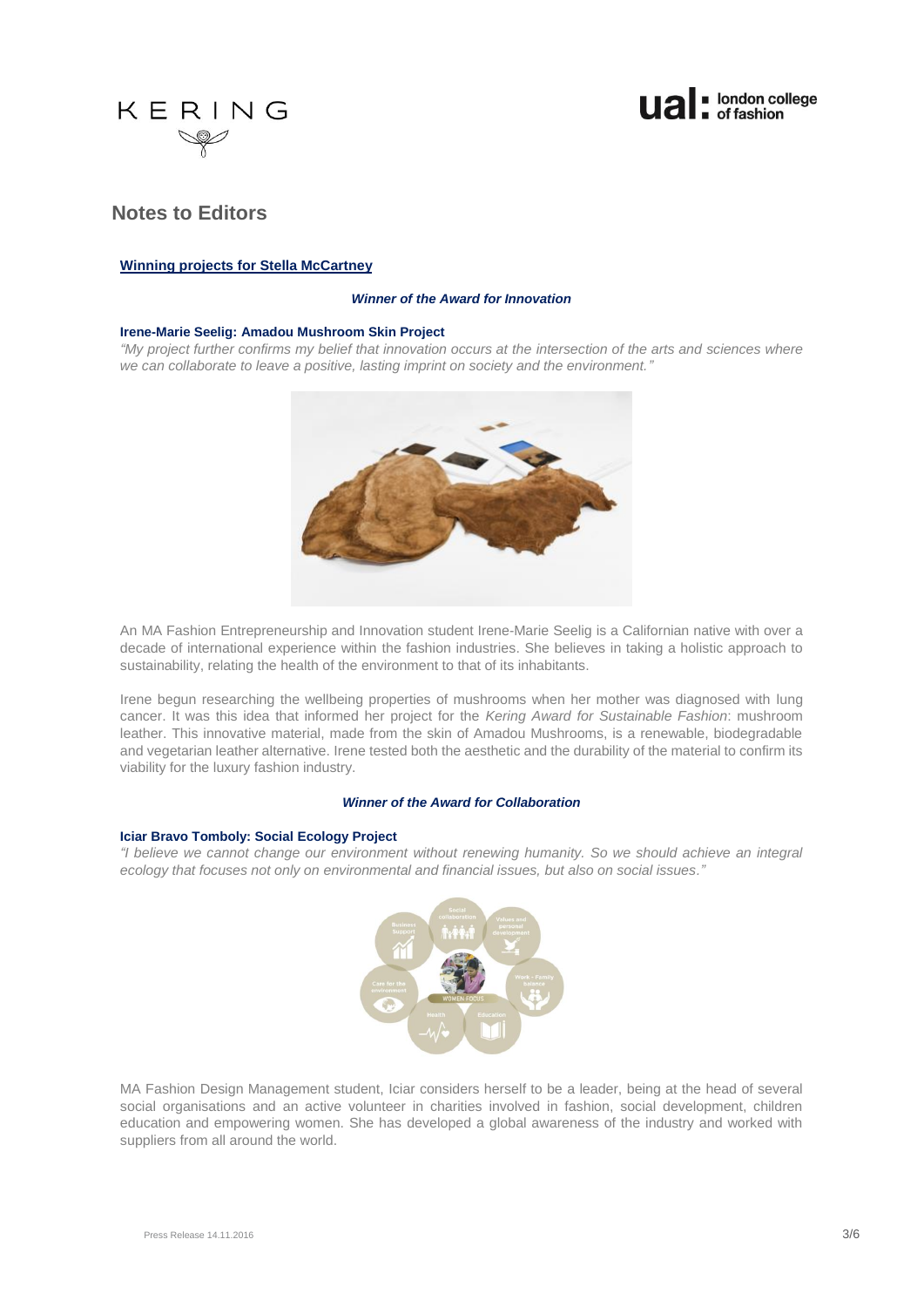## Notes to Editors

**Winning projects for Stella McCartney**

***Winner of the Award for Innovation***

**Irene-Marie Seelig: Amadou Mushroom Skin Project**

*"My project further confirms my belief that innovation occurs at the intersection of the arts and sciences where we can collaborate to leave a positive, lasting imprint on society and the environment."*

An MA Fashion Entrepreneurship and Innovation student Irene-Marie Seelig is a Californian native with over a decade of international experience within the fashion industries. She believes in taking a holistic approach to sustainability, relating the health of the environment to that of its inhabitants.

Irene begun researching the wellbeing properties of mushrooms when her mother was diagnosed with lung cancer. It was this idea that informed her project for the *Kering Award for Sustainable Fashion*: mushroom leather. This innovative material, made from the skin of Amadou Mushrooms, is a renewable, biodegradable and vegetarian leather alternative. Irene tested both the aesthetic and the durability of the material to confirm its viability for the luxury fashion industry.

***Winner of the Award for Collaboration***

**Iciar Bravo Tomboly: Social Ecology Project**

*"I believe we cannot change our environment without renewing humanity. So we should achieve an integral ecology that focuses not only on environmental and financial issues, but also on social issues."*

MA Fashion Design Management student, Iciar considers herself to be a leader, being at the head of several social organisations and an active volunteer in charities involved in fashion, social development, children education and empowering women. She has developed a global awareness of the industry and worked with suppliers from all around the world.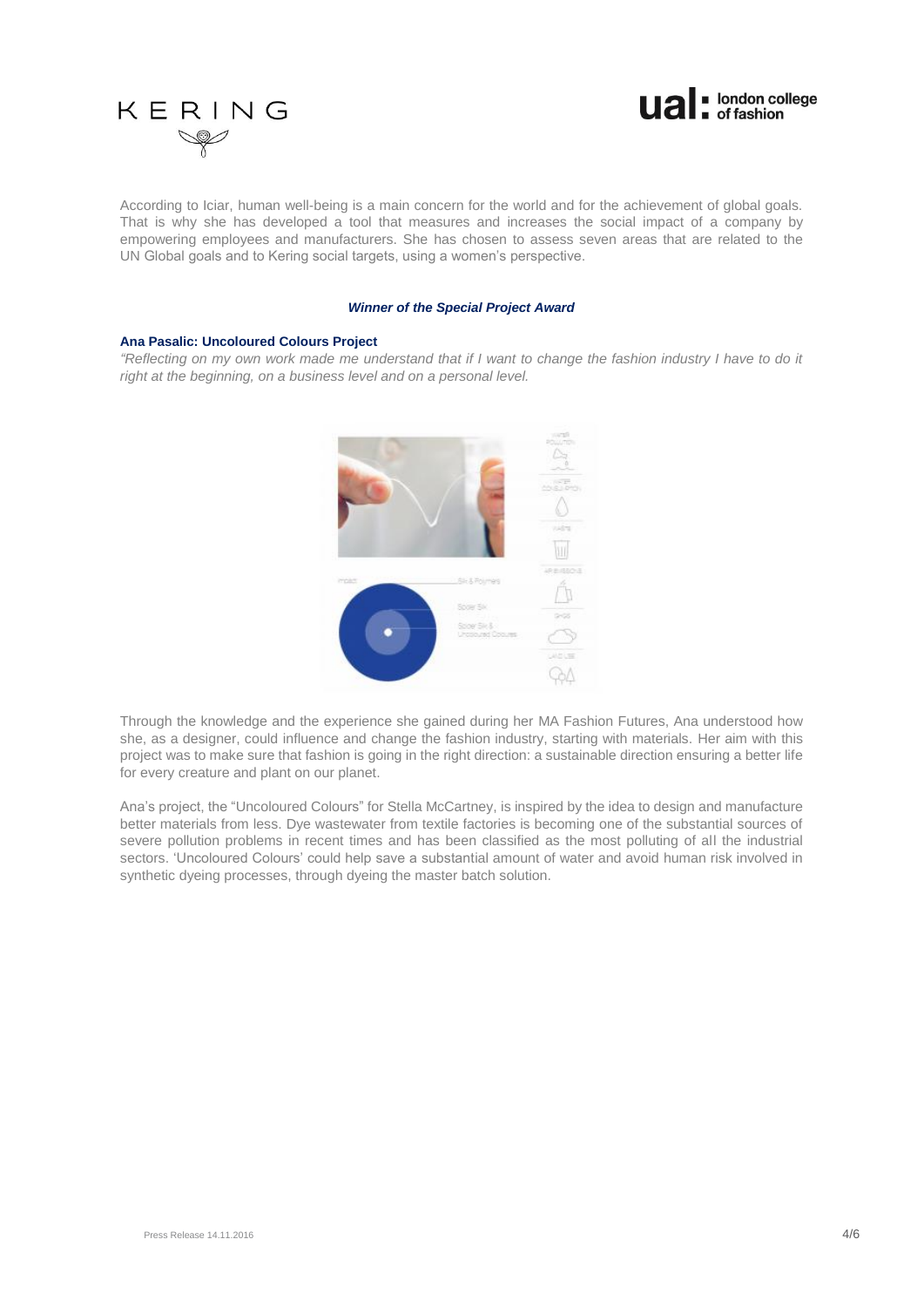According to Iciar, human well-being is a main concern for the world and for the achievement of global goals. That is why she has developed a tool that measures and increases the social impact of a company by empowering employees and manufacturers. She has chosen to assess seven areas that are related to the UN Global goals and to Kering social targets, using a women's perspective.

***Winner of the Special Project Award***

**Ana Pasalic: Uncoloured Colours Project**

*"Reflecting on my own work made me understand that if I want to change the fashion industry I have to do it right at the beginning, on a business level and on a personal level.*

Through the knowledge and the experience she gained during her MA Fashion Futures, Ana understood how she, as a designer, could influence and change the fashion industry, starting with materials. Her aim with this project was to make sure that fashion is going in the right direction: a sustainable direction ensuring a better life for every creature and plant on our planet.

Ana's project, the "Uncoloured Colours" for Stella McCartney, is inspired by the idea to design and manufacture better materials from less. Dye wastewater from textile factories is becoming one of the substantial sources of severe pollution problems in recent times and has been classified as the most polluting of all the industrial sectors. 'Uncoloured Colours' could help save a substantial amount of water and avoid human risk involved in synthetic dyeing processes, through dyeing the master batch solution.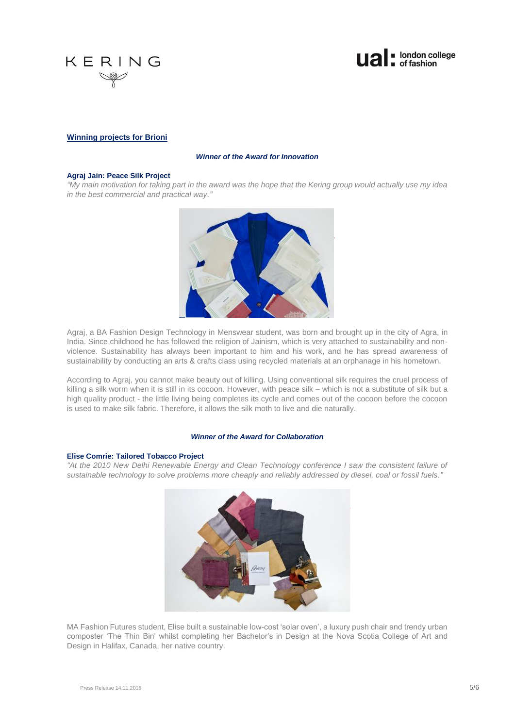## Winning projects for Brioni

### *Winner of the Award for Innovation*

**Agraj Jain: Peace Silk Project**

*"My main motivation for taking part in the award was the hope that the Kering group would actually use my idea in the best commercial and practical way."*

Agraj, a BA Fashion Design Technology in Menswear student, was born and brought up in the city of Agra, in India. Since childhood he has followed the religion of Jainism, which is very attached to sustainability and non-violence. Sustainability has always been important to him and his work, and he has spread awareness of sustainability by conducting an arts & crafts class using recycled materials at an orphanage in his hometown.

According to Agraj, you cannot make beauty out of killing. Using conventional silk requires the cruel process of killing a silk worm when it is still in its cocoon. However, with peace silk – which is not a substitute of silk but a high quality product - the little living being completes its cycle and comes out of the cocoon before the cocoon is used to make silk fabric. Therefore, it allows the silk moth to live and die naturally.

### *Winner of the Award for Collaboration*

**Elise Comrie: Tailored Tobacco Project**

*"At the 2010 New Delhi Renewable Energy and Clean Technology conference I saw the consistent failure of sustainable technology to solve problems more cheaply and reliably addressed by diesel, coal or fossil fuels."*

MA Fashion Futures student, Elise built a sustainable low-cost 'solar oven', a luxury push chair and trendy urban composter 'The Thin Bin' whilst completing her Bachelor's in Design at the Nova Scotia College of Art and Design in Halifax, Canada, her native country.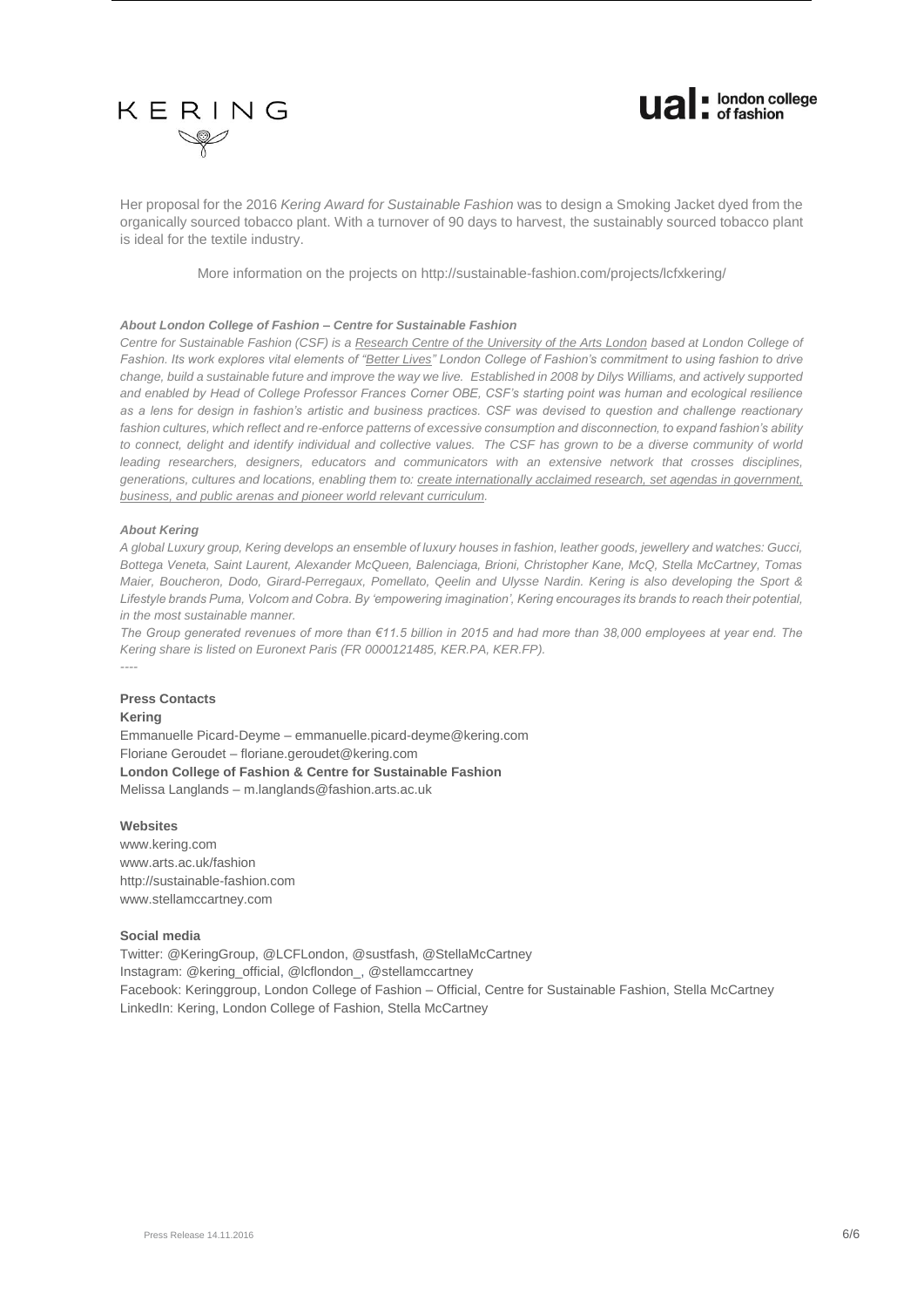Her proposal for the 2016 *Kering Award for Sustainable Fashion* was to design a Smoking Jacket dyed from the organically sourced tobacco plant. With a turnover of 90 days to harvest, the sustainably sourced tobacco plant is ideal for the textile industry.

More information on the projects on http://sustainable-fashion.com/projects/lcfxkering/

***About London College of Fashion – Centre for Sustainable Fashion***

*Centre for Sustainable Fashion (CSF) is a Research Centre of the University of the Arts London based at London College of Fashion. Its work explores vital elements of "Better Lives" London College of Fashion's commitment to using fashion to drive change, build a sustainable future and improve the way we live. Established in 2008 by Dilys Williams, and actively supported and enabled by Head of College Professor Frances Corner OBE, CSF's starting point was human and ecological resilience as a lens for design in fashion's artistic and business practices. CSF was devised to question and challenge reactionary fashion cultures, which reflect and re-enforce patterns of excessive consumption and disconnection, to expand fashion's ability to connect, delight and identify individual and collective values. The CSF has grown to be a diverse community of world leading researchers, designers, educators and communicators with an extensive network that crosses disciplines, generations, cultures and locations, enabling them to: create internationally acclaimed research, set agendas in government, business, and public arenas and pioneer world relevant curriculum.*

***About Kering***

*A global Luxury group, Kering develops an ensemble of luxury houses in fashion, leather goods, jewellery and watches: Gucci, Bottega Veneta, Saint Laurent, Alexander McQueen, Balenciaga, Brioni, Christopher Kane, McQ, Stella McCartney, Tomas Maier, Boucheron, Dodo, Girard-Perregaux, Pomellato, Qeelin and Ulysse Nardin. Kering is also developing the Sport & Lifestyle brands Puma, Volcom and Cobra. By 'empowering imagination', Kering encourages its brands to reach their potential, in the most sustainable manner.*

*The Group generated revenues of more than €11.5 billion in 2015 and had more than 38,000 employees at year end. The Kering share is listed on Euronext Paris (FR 0000121485, KER.PA, KER.FP).*

----

**Press Contacts**

**Kering**

Emmanuelle Picard-Deyme – emmanuelle.picard-deyme@kering.com
Floriane Geroudet – floriane.geroudet@kering.com

**London College of Fashion & Centre for Sustainable Fashion**

Melissa Langlands – m.langlands@fashion.arts.ac.uk

**Websites**

www.kering.com
www.arts.ac.uk/fashion
http://sustainable-fashion.com
www.stellamccartney.com

**Social media**

Twitter: @KeringGroup, @LCFLondon, @sustfash, @StellaMcCartney
Instagram: @kering_official, @lcflondon_, @stellamccartney
Facebook: Keringgroup, London College of Fashion – Official, Centre for Sustainable Fashion, Stella McCartney
LinkedIn: Kering, London College of Fashion, Stella McCartney